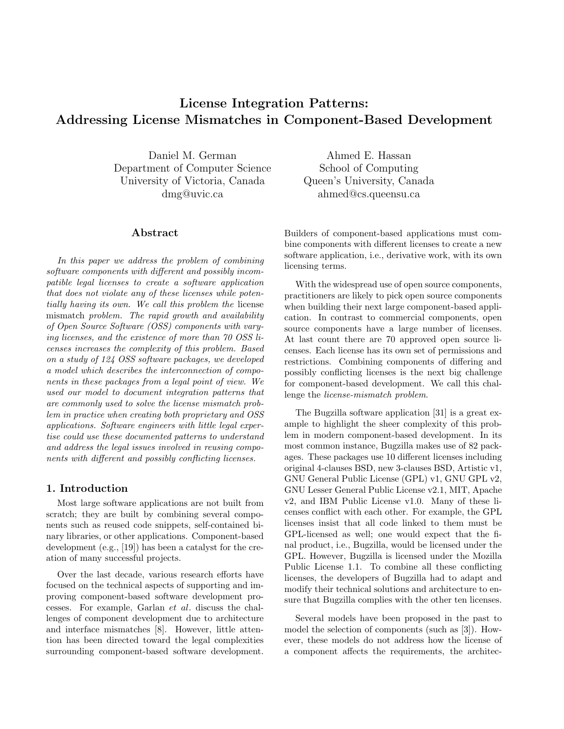# License Integration Patterns: Addressing License Mismatches in Component-Based Development

Daniel M. German
Department of Computer Science
University of Victoria, Canada
dmg@uvic.ca

Ahmed E. Hassan
School of Computing
Queen's University, Canada
ahmed@cs.queensu.ca

## Abstract

*In this paper we address the problem of combining software components with different and possibly incompatible legal licenses to create a software application that does not violate any of these licenses while potentially having its own. We call this problem the* license mismatch *problem. The rapid growth and availability of Open Source Software (OSS) components with varying licenses, and the existence of more than 70 OSS licenses increases the complexity of this problem. Based on a study of 124 OSS software packages, we developed a model which describes the interconnection of components in these packages from a legal point of view. We used our model to document integration patterns that are commonly used to solve the license mismatch problem in practice when creating both proprietary and OSS applications. Software engineers with little legal expertise could use these documented patterns to understand and address the legal issues involved in reusing components with different and possibly conflicting licenses.*

## 1. Introduction

Most large software applications are not built from scratch; they are built by combining several components such as reused code snippets, self-contained binary libraries, or other applications. Component-based development (e.g., [19]) has been a catalyst for the creation of many successful projects.

Over the last decade, various research efforts have focused on the technical aspects of supporting and improving component-based software development processes. For example, Garlan *et al*. discuss the challenges of component development due to architecture and interface mismatches [8]. However, little attention has been directed toward the legal complexities surrounding component-based software development. Builders of component-based applications must combine components with different licenses to create a new software application, i.e., derivative work, with its own licensing terms.

With the widespread use of open source components, practitioners are likely to pick open source components when building their next large component-based application. In contrast to commercial components, open source components have a large number of licenses. At last count there are 70 approved open source licenses. Each license has its own set of permissions and restrictions. Combining components of differing and possibly conflicting licenses is the next big challenge for component-based development. We call this challenge the *license-mismatch problem*.

The Bugzilla software application [31] is a great example to highlight the sheer complexity of this problem in modern component-based development. In its most common instance, Bugzilla makes use of 82 packages. These packages use 10 different licenses including original 4-clauses BSD, new 3-clauses BSD, Artistic v1, GNU General Public License (GPL) v1, GNU GPL v2, GNU Lesser General Public License v2.1, MIT, Apache v2, and IBM Public License v1.0. Many of these licenses conflict with each other. For example, the GPL licenses insist that all code linked to them must be GPL-licensed as well; one would expect that the final product, i.e., Bugzilla, would be licensed under the GPL. However, Bugzilla is licensed under the Mozilla Public License 1.1. To combine all these conflicting licenses, the developers of Bugzilla had to adapt and modify their technical solutions and architecture to ensure that Bugzilla complies with the other ten licenses.

Several models have been proposed in the past to model the selection of components (such as [3]). However, these models do not address how the license of a component affects the requirements, the architec-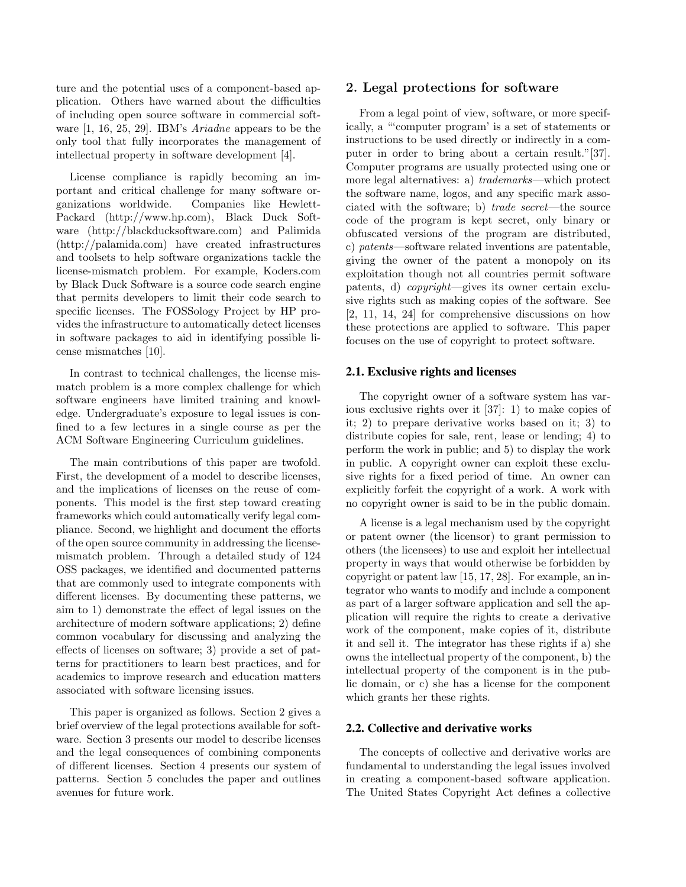ture and the potential uses of a component-based application. Others have warned about the difficulties of including open source software in commercial software [1, 16, 25, 29]. IBM's *Ariadne* appears to be the only tool that fully incorporates the management of intellectual property in software development [4].

License compliance is rapidly becoming an important and critical challenge for many software organizations worldwide. Companies like Hewlett-Packard (http://www.hp.com), Black Duck Software (http://blackducksoftware.com) and Palimida (http://palamida.com) have created infrastructures and toolsets to help software organizations tackle the license-mismatch problem. For example, Koders.com by Black Duck Software is a source code search engine that permits developers to limit their code search to specific licenses. The FOSSology Project by HP provides the infrastructure to automatically detect licenses in software packages to aid in identifying possible license mismatches [10].

In contrast to technical challenges, the license mismatch problem is a more complex challenge for which software engineers have limited training and knowledge. Undergraduate's exposure to legal issues is confined to a few lectures in a single course as per the ACM Software Engineering Curriculum guidelines.

The main contributions of this paper are twofold. First, the development of a model to describe licenses, and the implications of licenses on the reuse of components. This model is the first step toward creating frameworks which could automatically verify legal compliance. Second, we highlight and document the efforts of the open source community in addressing the license-mismatch problem. Through a detailed study of 124 OSS packages, we identified and documented patterns that are commonly used to integrate components with different licenses. By documenting these patterns, we aim to 1) demonstrate the effect of legal issues on the architecture of modern software applications; 2) define common vocabulary for discussing and analyzing the effects of licenses on software; 3) provide a set of patterns for practitioners to learn best practices, and for academics to improve research and education matters associated with software licensing issues.

This paper is organized as follows. Section 2 gives a brief overview of the legal protections available for software. Section 3 presents our model to describe licenses and the legal consequences of combining components of different licenses. Section 4 presents our system of patterns. Section 5 concludes the paper and outlines avenues for future work.

## 2. Legal protections for software

From a legal point of view, software, or more specifically, a "'computer program' is a set of statements or instructions to be used directly or indirectly in a computer in order to bring about a certain result."[37]. Computer programs are usually protected using one or more legal alternatives: a) *trademarks*—which protect the software name, logos, and any specific mark associated with the software; b) *trade secret*—the source code of the program is kept secret, only binary or obfuscated versions of the program are distributed, c) *patents*—software related inventions are patentable, giving the owner of the patent a monopoly on its exploitation though not all countries permit software patents, d) *copyright*—gives its owner certain exclusive rights such as making copies of the software. See [2, 11, 14, 24] for comprehensive discussions on how these protections are applied to software. This paper focuses on the use of copyright to protect software.

### 2.1. Exclusive rights and licenses

The copyright owner of a software system has various exclusive rights over it [37]: 1) to make copies of it; 2) to prepare derivative works based on it; 3) to distribute copies for sale, rent, lease or lending; 4) to perform the work in public; and 5) to display the work in public. A copyright owner can exploit these exclusive rights for a fixed period of time. An owner can explicitly forfeit the copyright of a work. A work with no copyright owner is said to be in the public domain.

A license is a legal mechanism used by the copyright or patent owner (the licensor) to grant permission to others (the licensees) to use and exploit her intellectual property in ways that would otherwise be forbidden by copyright or patent law [15, 17, 28]. For example, an integrator who wants to modify and include a component as part of a larger software application and sell the application will require the rights to create a derivative work of the component, make copies of it, distribute it and sell it. The integrator has these rights if a) she owns the intellectual property of the component, b) the intellectual property of the component is in the public domain, or c) she has a license for the component which grants her these rights.

### 2.2. Collective and derivative works

The concepts of collective and derivative works are fundamental to understanding the legal issues involved in creating a component-based software application. The United States Copyright Act defines a collective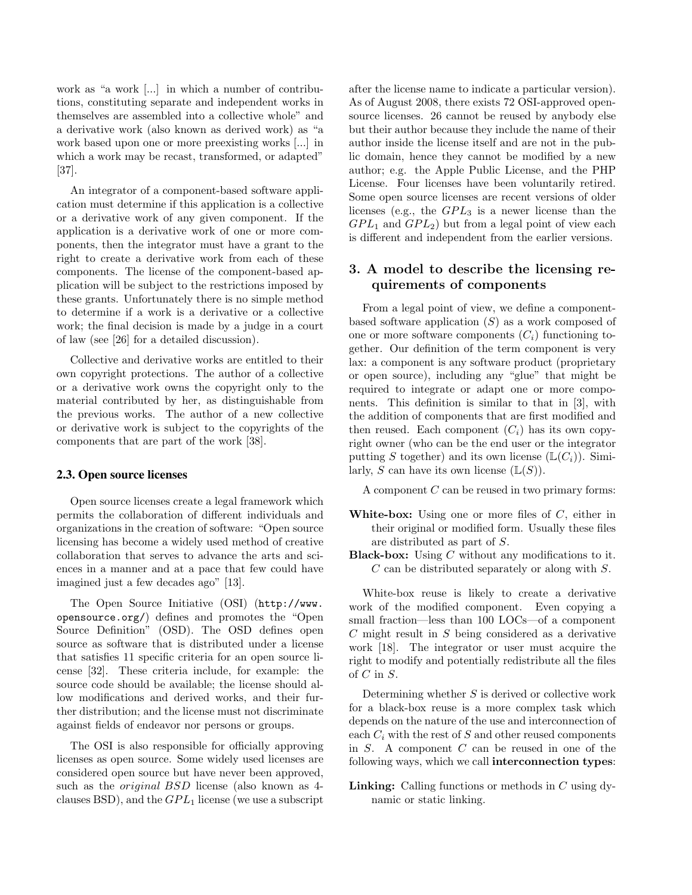work as "a work [...] in which a number of contributions, constituting separate and independent works in themselves are assembled into a collective whole" and a derivative work (also known as derived work) as "a work based upon one or more preexisting works [...] in which a work may be recast, transformed, or adapted" [37].

An integrator of a component-based software application must determine if this application is a collective or a derivative work of any given component. If the application is a derivative work of one or more components, then the integrator must have a grant to the right to create a derivative work from each of these components. The license of the component-based application will be subject to the restrictions imposed by these grants. Unfortunately there is no simple method to determine if a work is a derivative or a collective work; the final decision is made by a judge in a court of law (see [26] for a detailed discussion).

Collective and derivative works are entitled to their own copyright protections. The author of a collective or a derivative work owns the copyright only to the material contributed by her, as distinguishable from the previous works. The author of a new collective or derivative work is subject to the copyrights of the components that are part of the work [38].

### 2.3. Open source licenses

Open source licenses create a legal framework which permits the collaboration of different individuals and organizations in the creation of software: "Open source licensing has become a widely used method of creative collaboration that serves to advance the arts and sciences in a manner and at a pace that few could have imagined just a few decades ago" [13].

The Open Source Initiative (OSI) (http://www.opensource.org/) defines and promotes the "Open Source Definition" (OSD). The OSD defines open source as software that is distributed under a license that satisfies 11 specific criteria for an open source license [32]. These criteria include, for example: the source code should be available; the license should allow modifications and derived works, and their further distribution; and the license must not discriminate against fields of endeavor nor persons or groups.

The OSI is also responsible for officially approving licenses as open source. Some widely used licenses are considered open source but have never been approved, such as the *original BSD* license (also known as 4-clauses BSD), and the $GPL_1$ license (we use a subscript after the license name to indicate a particular version). As of August 2008, there exists 72 OSI-approved open-source licenses. 26 cannot be reused by anybody else but their author because they include the name of their author inside the license itself and are not in the public domain, hence they cannot be modified by a new author; e.g. the Apple Public License, and the PHP License. Four licenses have been voluntarily retired. Some open source licenses are recent versions of older licenses (e.g., the $GPL_3$ is a newer license than the $GPL_1$ and $GPL_2$) but from a legal point of view each is different and independent from the earlier versions.

## 3. A model to describe the licensing requirements of components

From a legal point of view, we define a component-based software application ($S$) as a work composed of one or more software components ($C_i$) functioning together. Our definition of the term component is very lax: a component is any software product (proprietary or open source), including any "glue" that might be required to integrate or adapt one or more components. This definition is similar to that in [3], with the addition of components that are first modified and then reused. Each component ($C_i$) has its own copyright owner (who can be the end user or the integrator putting $S$ together) and its own license ($\mathbb{L}(C_i)$). Similarly, $S$ can have its own license ($\mathbb{L}(S)$).

A component $C$ can be reused in two primary forms:

**White-box:** Using one or more files of $C$, either in their original or modified form. Usually these files are distributed as part of $S$.

**Black-box:** Using $C$ without any modifications to it. $C$ can be distributed separately or along with $S$.

White-box reuse is likely to create a derivative work of the modified component. Even copying a small fraction—less than 100 LOCs—of a component $C$ might result in $S$ being considered as a derivative work [18]. The integrator or user must acquire the right to modify and potentially redistribute all the files of $C$ in $S$.

Determining whether $S$ is derived or collective work for a black-box reuse is a more complex task which depends on the nature of the use and interconnection of each $C_i$ with the rest of $S$ and other reused components in $S$. A component $C$ can be reused in one of the following ways, which we call **interconnection types**:

**Linking:** Calling functions or methods in $C$ using dynamic or static linking.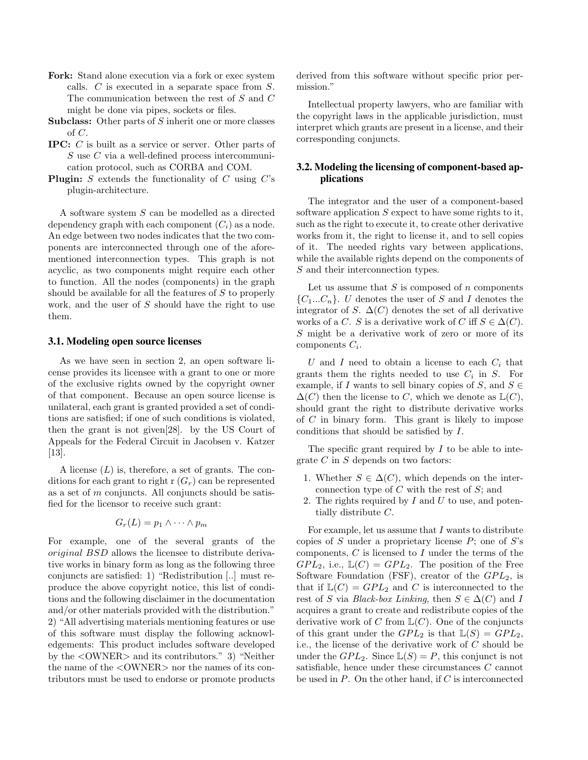**Fork:** Stand alone execution via a fork or exec system calls. $C$ is executed in a separate space from $S$. The communication between the rest of $S$ and $C$ might be done via pipes, sockets or files.

**Subclass:** Other parts of $S$ inherit one or more classes of $C$.

**IPC:** $C$ is built as a service or server. Other parts of $S$ use $C$ via a well-defined process intercommunication protocol, such as CORBA and COM.

**Plugin:** $S$ extends the functionality of $C$ using $C$'s plugin-architecture.

A software system $S$ can be modelled as a directed dependency graph with each component ($C_i$) as a node. An edge between two nodes indicates that the two components are interconnected through one of the aforementioned interconnection types. This graph is not acyclic, as two components might require each other to function. All the nodes (components) in the graph should be available for all the features of $S$ to properly work, and the user of $S$ should have the right to use them.

### 3.1. Modeling open source licenses

As we have seen in section 2, an open software license provides its licensee with a grant to one or more of the exclusive rights owned by the copyright owner of that component. Because an open source license is unilateral, each grant is granted provided a set of conditions are satisfied; if one of such conditions is violated, then the grant is not given[28]. by the US Court of Appeals for the Federal Circuit in Jacobsen v. Katzer [13].

A license ($L$) is, therefore, a set of grants. The conditions for each grant to right r ($G_r$) can be represented as a set of $m$ conjuncts. All conjuncts should be satisfied for the licensor to receive such grant:

$$G_r(L) = p_1 \wedge \cdots \wedge p_m$$

For example, one of the several grants of the *original BSD* allows the licensee to distribute derivative works in binary form as long as the following three conjuncts are satisfied: 1) "Redistribution [..] must reproduce the above copyright notice, this list of conditions and the following disclaimer in the documentation and/or other materials provided with the distribution." 2) "All advertising materials mentioning features or use of this software must display the following acknowledgements: This product includes software developed by the <OWNER> and its contributors." 3) "Neither the name of the <OWNER> nor the names of its contributors must be used to endorse or promote products derived from this software without specific prior permission."

Intellectual property lawyers, who are familiar with the copyright laws in the applicable jurisdiction, must interpret which grants are present in a license, and their corresponding conjuncts.

### 3.2. Modeling the licensing of component-based applications

The integrator and the user of a component-based software application $S$ expect to have some rights to it, such as the right to execute it, to create other derivative works from it, the right to license it, and to sell copies of it. The needed rights vary between applications, while the available rights depend on the components of $S$ and their interconnection types.

Let us assume that $S$ is composed of $n$ components $\{C_1 ... C_n\}$. $U$ denotes the user of $S$ and $I$ denotes the integrator of $S$. $\Delta(C)$ denotes the set of all derivative works of a $C$. $S$ is a derivative work of $C$ iff $S \in \Delta(C)$. $S$ might be a derivative work of zero or more of its components $C_i$.

$U$ and $I$ need to obtain a license to each $C_i$ that grants them the rights needed to use $C_i$ in $S$. For example, if $I$ wants to sell binary copies of $S$, and $S \in \Delta(C)$ then the license to $C$, which we denote as $\mathbb{L}(C)$, should grant the right to distribute derivative works of $C$ in binary form. This grant is likely to impose conditions that should be satisfied by $I$.

The specific grant required by $I$ to be able to integrate $C$ in $S$ depends on two factors:

1. Whether $S \in \Delta(C)$, which depends on the interconnection type of $C$ with the rest of $S$; and
2. The rights required by $I$ and $U$ to use, and potentially distribute $C$.

For example, let us assume that $I$ wants to distribute copies of $S$ under a proprietary license $P$; one of $S$'s components, $C$ is licensed to $I$ under the terms of the $GPL_2$, i.e., $\mathbb{L}(C) = GPL_2$. The position of the Free Software Foundation (FSF), creator of the $GPL_2$, is that if $\mathbb{L}(C) = GPL_2$ and $C$ is interconnected to the rest of $S$ via *Black-box Linking*, then $S \in \Delta(C)$ and $I$ acquires a grant to create and redistribute copies of the derivative work of $C$ from $\mathbb{L}(C)$. One of the conjuncts of this grant under the $GPL_2$ is that $\mathbb{L}(S) = GPL_2$, i.e., the license of the derivative work of $C$ should be under the $GPL_2$. Since $\mathbb{L}(S) = P$, this conjunct is not satisfiable, hence under these circumstances $C$ cannot be used in $P$. On the other hand, if $C$ is interconnected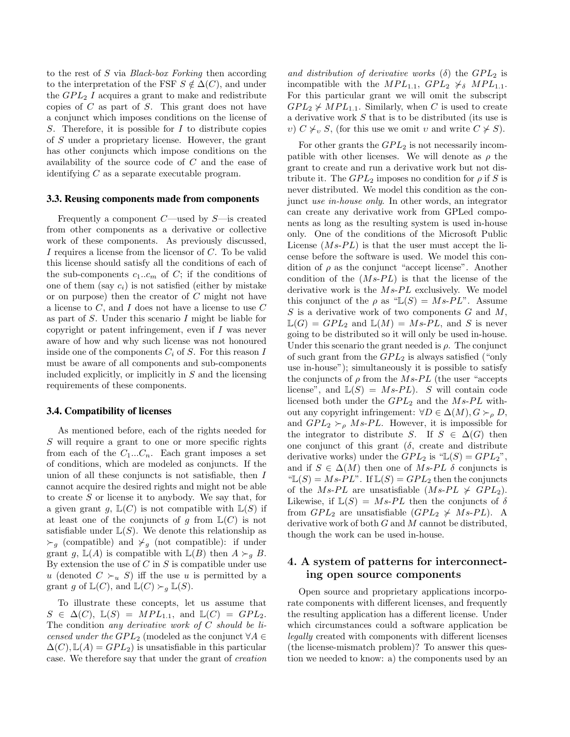to the rest of $S$ via *Black-box Forking* then according to the interpretation of the FSF $S \notin \Delta(C)$, and under the $GPL_2$ $I$ acquires a grant to make and redistribute copies of $C$ as part of $S$. This grant does not have a conjunct which imposes conditions on the license of $S$. Therefore, it is possible for $I$ to distribute copies of $S$ under a proprietary license. However, the grant has other conjuncts which impose conditions on the availability of the source code of $C$ and the ease of identifying $C$ as a separate executable program.

### 3.3. Reusing components made from components

Frequently a component $C$—used by $S$—is created from other components as a derivative or collective work of these components. As previously discussed, $I$ requires a license from the licensor of $C$. To be valid this license should satisfy all the conditions of each of the sub-components $c_1..c_m$ of $C$; if the conditions of one of them (say $c_i$) is not satisfied (either by mistake or on purpose) then the creator of $C$ might not have a license to $C$, and $I$ does not have a license to use $C$ as part of $S$. Under this scenario $I$ might be liable for copyright or patent infringement, even if $I$ was never aware of how and why such license was not honoured inside one of the components $C_i$ of $S$. For this reason $I$ must be aware of all components and sub-components included explicitly, or implicitly in $S$ and the licensing requirements of these components.

### 3.4. Compatibility of licenses

As mentioned before, each of the rights needed for $S$ will require a grant to one or more specific rights from each of the $C_1...C_n$. Each grant imposes a set of conditions, which are modeled as conjuncts. If the union of all these conjuncts is not satisfiable, then $I$ cannot acquire the desired rights and might not be able to create $S$ or license it to anybody. We say that, for a given grant $g$, $\mathbb{L}(C)$ is not compatible with $\mathbb{L}(S)$ if at least one of the conjuncts of $g$ from $\mathbb{L}(C)$ is not satisfiable under $\mathbb{L}(S)$. We denote this relationship as $\succ_g$ (compatible) and $\not\succ_g$ (not compatible): if under grant $g$, $\mathbb{L}(A)$ is compatible with $\mathbb{L}(B)$ then $A \succ_g B$. By extension the use of $C$ in $S$ is compatible under use $u$ (denoted $C \succ_u S$) iff the use $u$ is permitted by a grant $g$ of $\mathbb{L}(C)$, and $\mathbb{L}(C) \succ_g \mathbb{L}(S)$.

To illustrate these concepts, let us assume that $S \in \Delta(C)$, $\mathbb{L}(S) = MPL_{1.1}$, and $\mathbb{L}(C) = GPL_2$. The condition *any derivative work of $C$ should be licensed under the $GPL_2$* (modeled as the conjunct $\forall A \in \Delta(C), \mathbb{L}(A) = GPL_2$) is unsatisfiable in this particular case. We therefore say that under the grant of *creation and distribution of derivative works* ($\delta$) the $GPL_2$ is incompatible with the $MPL_{1.1}$, $GPL_2 \not\succ_\delta MPL_{1.1}$. For this particular grant we will omit the subscript $GPL_2 \not\succ MPL_{1.1}$. Similarly, when $C$ is used to create a derivative work $S$ that is to be distributed (its use is $\upsilon$) $C \not\succ_\upsilon S$, (for this use we omit $\upsilon$ and write $C \not\succ S$).

For other grants the $GPL_2$ is not necessarily incompatible with other licenses. We will denote as $\rho$ the grant to create and run a derivative work but not distribute it. The $GPL_2$ imposes no condition for $\rho$ if $S$ is never distributed. We model this condition as the conjunct *use in-house only*. In other words, an integrator can create any derivative work from GPLed components as long as the resulting system is used in-house only. One of the conditions of the Microsoft Public License ($Ms$-$PL$) is that the user must accept the license before the software is used. We model this condition of $\rho$ as the conjunct "accept license". Another condition of the ($Ms$-$PL$) is that the license of the derivative work is the $Ms$-$PL$ exclusively. We model this conjunct of the $\rho$ as "$\mathbb{L}(S) = Ms$-$PL$". Assume $S$ is a derivative work of two components $G$ and $M$, $\mathbb{L}(G) = GPL_2$ and $\mathbb{L}(M) = Ms$-$PL$, and $S$ is never going to be distributed so it will only be used in-house. Under this scenario the grant needed is $\rho$. The conjunct of such grant from the $GPL_2$ is always satisfied ("only use in-house"); simultaneously it is possible to satisfy the conjuncts of $\rho$ from the $Ms$-$PL$ (the user "accepts license", and $\mathbb{L}(S) = Ms$-$PL$). $S$ will contain code licensed both under the $GPL_2$ and the $Ms$-$PL$ without any copyright infringement: $\forall D \in \Delta(M), G \succ_\rho D$, and $GPL_2 \succ_\rho Ms$-$PL$. However, it is impossible for the integrator to distribute $S$. If $S \in \Delta(G)$ then one conjunct of this grant ($\delta$, create and distribute derivative works) under the $GPL_2$ is "$\mathbb{L}(S) = GPL_2$", and if $S \in \Delta(M)$ then one of $Ms$-$PL$ $\delta$ conjuncts is "$\mathbb{L}(S) = Ms$-$PL$". If $\mathbb{L}(S) = GPL_2$ then the conjuncts of the $Ms$-$PL$ are unsatisfiable ($Ms$-$PL \not\succ GPL_2$). Likewise, if $\mathbb{L}(S) = Ms$-$PL$ then the conjuncts of $\delta$ from $GPL_2$ are unsatisfiable ($GPL_2 \not\succ Ms$-$PL$). A derivative work of both $G$ and $M$ cannot be distributed, though the work can be used in-house.

## 4. A system of patterns for interconnecting open source components

Open source and proprietary applications incorporate components with different licenses, and frequently the resulting application has a different license. Under which circumstances could a software application be *legally* created with components with different licenses (the license-mismatch problem)? To answer this question we needed to know: a) the components used by an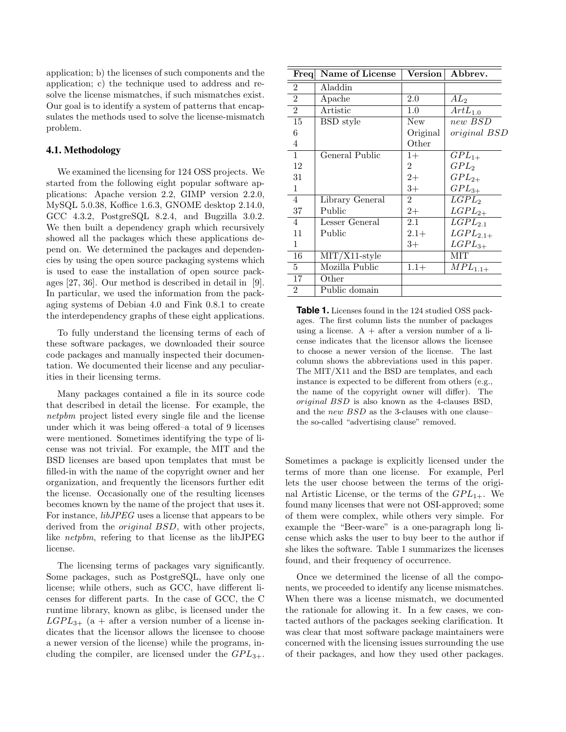application; b) the licenses of such components and the application; c) the technique used to address and resolve the license mismatches, if such mismatches exist. Our goal is to identify a system of patterns that encapsulates the methods used to solve the license-mismatch problem.

### 4.1. Methodology

We examined the licensing for 124 OSS projects. We started from the following eight popular software applications: Apache version 2.2, GIMP version 2.2.0, MySQL 5.0.38, Koffice 1.6.3, GNOME desktop 2.14.0, GCC 4.3.2, PostgreSQL 8.2.4, and Bugzilla 3.0.2. We then built a dependency graph which recursively showed all the packages which these applications depend on. We determined the packages and dependencies by using the open source packaging systems which is used to ease the installation of open source packages [27, 36]. Our method is described in detail in [9]. In particular, we used the information from the packaging systems of Debian 4.0 and Fink 0.8.1 to create the interdependency graphs of these eight applications.

To fully understand the licensing terms of each of these software packages, we downloaded their source code packages and manually inspected their documentation. We documented their license and any peculiarities in their licensing terms.

Many packages contained a file in its source code that described in detail the license. For example, the *netpbm* project listed every single file and the license under which it was being offered–a total of 9 licenses were mentioned. Sometimes identifying the type of license was not trivial. For example, the MIT and the BSD licenses are based upon templates that must be filled-in with the name of the copyright owner and her organization, and frequently the licensors further edit the license. Occasionally one of the resulting licenses becomes known by the name of the project that uses it. For instance, *libJPEG* uses a license that appears to be derived from the *original BSD*, with other projects, like *netpbm*, refering to that license as the libJPEG license.

The licensing terms of packages vary significantly. Some packages, such as PostgreSQL, have only one license; while others, such as GCC, have different licenses for different parts. In the case of GCC, the C runtime library, known as glibc, is licensed under the $LGPL_{3+}$ (a + after a version number of a license indicates that the licensor allows the licensee to choose a newer version of the license) while the programs, including the compiler, are licensed under the $GPL_{3+}$.

| Freq | Name of License | Version | Abbrev. |
|---|---|---|---|
| 2 | Aladdin | | |
| 2 | Apache | 2.0 | $AL_2$ |
| 2 | Artistic | 1.0 | $ArtL_{1.0}$ |
| 15 | BSD style | New | *new BSD* |
| 6 | | Original | *original BSD* |
| 4 | | Other | |
| 1 | General Public | 1+ | $GPL_{1+}$ |
| 12 | | 2 | $GPL_2$ |
| 31 | | 2+ | $GPL_{2+}$ |
| 1 | | 3+ | $GPL_{3+}$ |
| 4 | Library General | 2 | $LGPL_2$ |
| 37 | Public | 2+ | $LGPL_{2+}$ |
| 4 | Lesser General | 2.1 | $LGPL_{2.1}$ |
| 11 | Public | 2.1+ | $LGPL_{2.1+}$ |
| 1 | | 3+ | $LGPL_{3+}$ |
| 16 | MIT/X11-style | | MIT |
| 5 | Mozilla Public | 1.1+ | $MPL_{1.1+}$ |
| 17 | Other | | |
| 2 | Public domain | | |

**Table 1.** Licenses found in the 124 studied OSS packages. The first column lists the number of packages using a license. A + after a version number of a license indicates that the licensor allows the licensee to choose a newer version of the license. The last column shows the abbreviations used in this paper. The MIT/X11 and the BSD are templates, and each instance is expected to be different from others (e.g., the name of the copyright owner will differ). The *original BSD* is also known as the 4-clauses BSD, and the *new BSD* as the 3-clauses with one clause–the so-called "advertising clause" removed.

Sometimes a package is explicitly licensed under the terms of more than one license. For example, Perl lets the user choose between the terms of the original Artistic License, or the terms of the $GPL_{1+}$. We found many licenses that were not OSI-approved; some of them were complex, while others very simple. For example the "Beer-ware" is a one-paragraph long license which asks the user to buy beer to the author if she likes the software. Table 1 summarizes the licenses found, and their frequency of occurrence.

Once we determined the license of all the components, we proceeded to identify any license mismatches. When there was a license mismatch, we documented the rationale for allowing it. In a few cases, we contacted authors of the packages seeking clarification. It was clear that most software package maintainers were concerned with the licensing issues surrounding the use of their packages, and how they used other packages.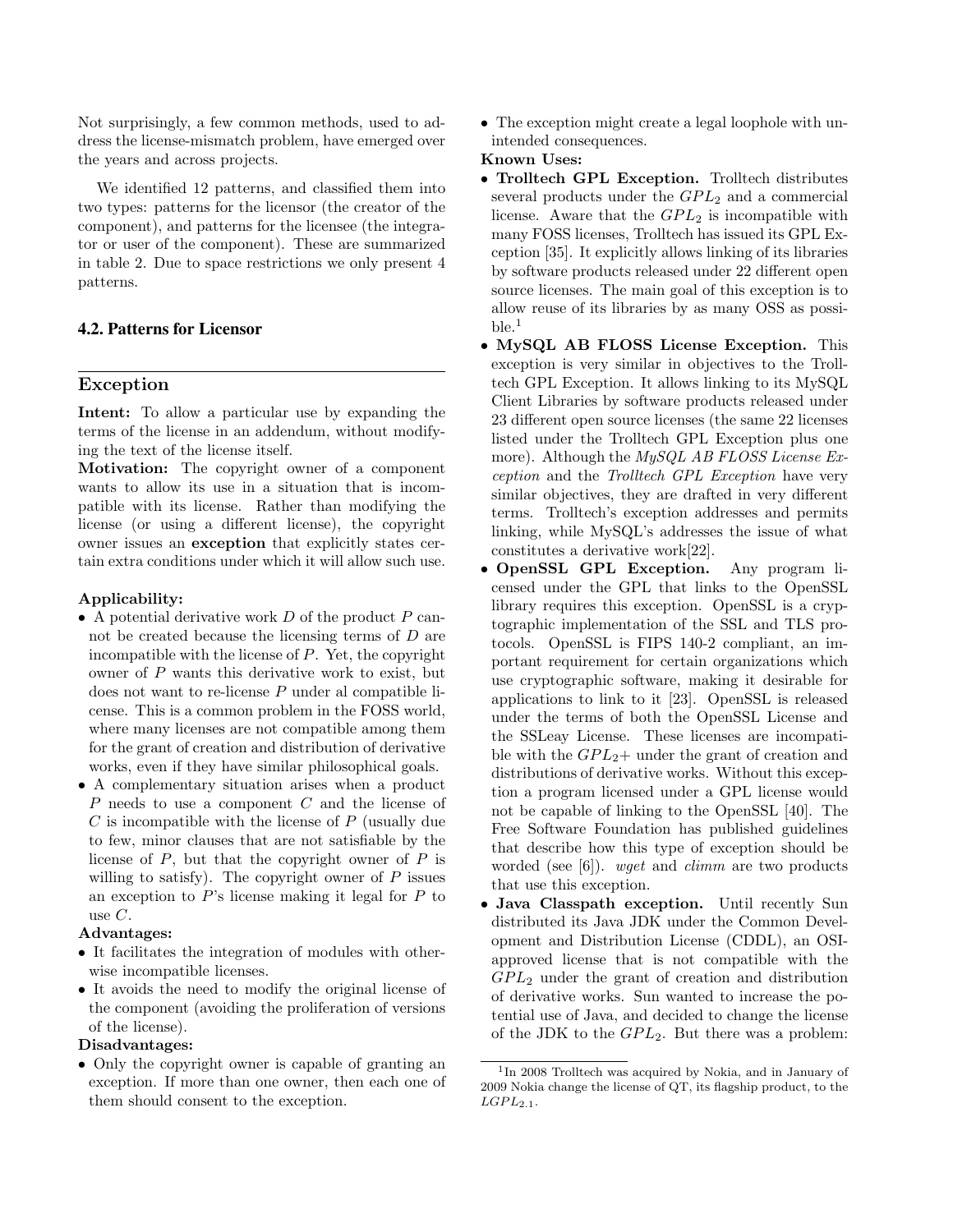Not surprisingly, a few common methods, used to address the license-mismatch problem, have emerged over the years and across projects.

We identified 12 patterns, and classified them into two types: patterns for the licensor (the creator of the component), and patterns for the licensee (the integrator or user of the component). These are summarized in table 2. Due to space restrictions we only present 4 patterns.

### 4.2. Patterns for Licensor

## Exception

**Intent:** To allow a particular use by expanding the terms of the license in an addendum, without modifying the text of the license itself.

**Motivation:** The copyright owner of a component wants to allow its use in a situation that is incompatible with its license. Rather than modifying the license (or using a different license), the copyright owner issues an **exception** that explicitly states certain extra conditions under which it will allow such use.

**Applicability:**

- A potential derivative work $D$ of the product $P$ cannot be created because the licensing terms of $D$ are incompatible with the license of $P$. Yet, the copyright owner of $P$ wants this derivative work to exist, but does not want to re-license $P$ under al compatible license. This is a common problem in the FOSS world, where many licenses are not compatible among them for the grant of creation and distribution of derivative works, even if they have similar philosophical goals.
- A complementary situation arises when a product $P$ needs to use a component $C$ and the license of $C$ is incompatible with the license of $P$ (usually due to few, minor clauses that are not satisfiable by the license of $P$, but that the copyright owner of $P$ is willing to satisfy). The copyright owner of $P$ issues an exception to $P$'s license making it legal for $P$ to use $C$.

**Advantages:**

- It facilitates the integration of modules with otherwise incompatible licenses.
- It avoids the need to modify the original license of the component (avoiding the proliferation of versions of the license).

**Disadvantages:**

- Only the copyright owner is capable of granting an exception. If more than one owner, then each one of them should consent to the exception.
- The exception might create a legal loophole with unintended consequences.

**Known Uses:**

- **Trolltech GPL Exception.** Trolltech distributes several products under the $GPL_2$ and a commercial license. Aware that the $GPL_2$ is incompatible with many FOSS licenses, Trolltech has issued its GPL Exception [35]. It explicitly allows linking of its libraries by software products released under 22 different open source licenses. The main goal of this exception is to allow reuse of its libraries by as many OSS as possible.[1]
- **MySQL AB FLOSS License Exception.** This exception is very similar in objectives to the Trolltech GPL Exception. It allows linking to its MySQL Client Libraries by software products released under 23 different open source licenses (the same 22 licenses listed under the Trolltech GPL Exception plus one more). Although the *MySQL AB FLOSS License Exception* and the *Trolltech GPL Exception* have very similar objectives, they are drafted in very different terms. Trolltech's exception addresses and permits linking, while MySQL's addresses the issue of what constitutes a derivative work[22].
- **OpenSSL GPL Exception.** Any program licensed under the GPL that links to the OpenSSL library requires this exception. OpenSSL is a cryptographic implementation of the SSL and TLS protocols. OpenSSL is FIPS 140-2 compliant, an important requirement for certain organizations which use cryptographic software, making it desirable for applications to link to it [23]. OpenSSL is released under the terms of both the OpenSSL License and the SSLeay License. These licenses are incompatible with the $GPL_2$+ under the grant of creation and distributions of derivative works. Without this exception a program licensed under a GPL license would not be capable of linking to the OpenSSL [40]. The Free Software Foundation has published guidelines that describe how this type of exception should be worded (see [6]). *wget* and *climm* are two products that use this exception.
- **Java Classpath exception.** Until recently Sun distributed its Java JDK under the Common Development and Distribution License (CDDL), an OSI-approved license that is not compatible with the $GPL_2$ under the grant of creation and distribution of derivative works. Sun wanted to increase the potential use of Java, and decided to change the license of the JDK to the $GPL_2$. But there was a problem:

[1] In 2008 Trolltech was acquired by Nokia, and in January of 2009 Nokia change the license of QT, its flagship product, to the $LGPL_{2.1}$.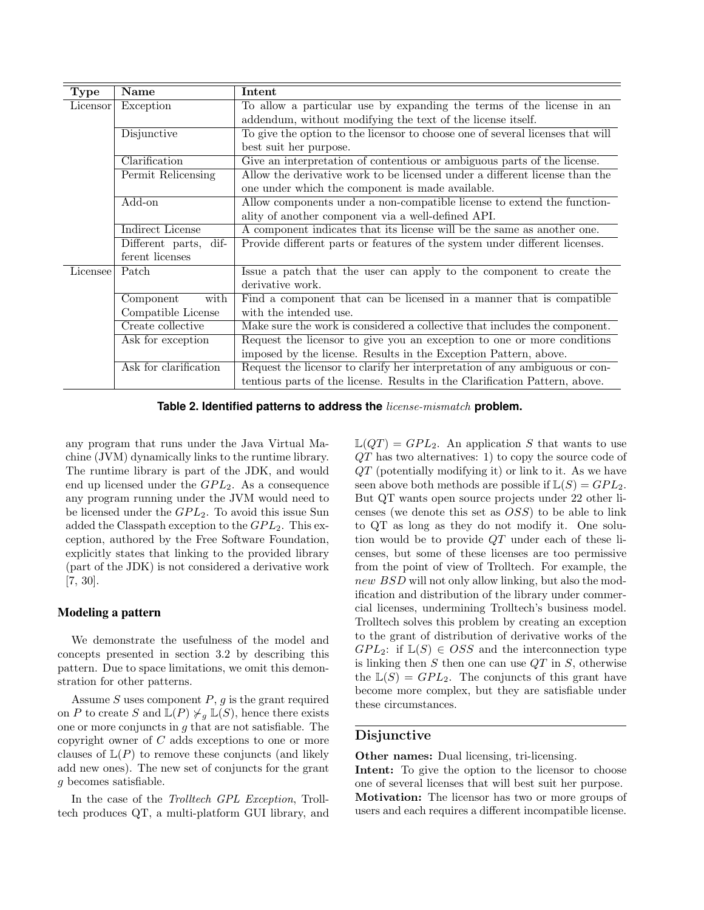| Type | Name | Intent |
|---|---|---|
| Licensor | Exception | To allow a particular use by expanding the terms of the license in an addendum, without modifying the text of the license itself. |
| | Disjunctive | To give the option to the licensor to choose one of several licenses that will best suit her purpose. |
| | Clarification | Give an interpretation of contentious or ambiguous parts of the license. |
| | Permit Relicensing | Allow the derivative work to be licensed under a different license than the one under which the component is made available. |
| | Add-on | Allow components under a non-compatible license to extend the functionality of another component via a well-defined API. |
| | Indirect License | A component indicates that its license will be the same as another one. |
| | Different parts, different licenses | Provide different parts or features of the system under different licenses. |
| Licensee | Patch | Issue a patch that the user can apply to the component to create the derivative work. |
| | Component with Compatible License | Find a component that can be licensed in a manner that is compatible with the intended use. |
| | Create collective | Make sure the work is considered a collective that includes the component. |
| | Ask for exception | Request the licensor to give you an exception to one or more conditions imposed by the license. Results in the Exception Pattern, above. |
| | Ask for clarification | Request the licensor to clarify her interpretation of any ambiguous or contentious parts of the license. Results in the Clarification Pattern, above. |

**Table 2. Identified patterns to address the *license-mismatch* problem.**

any program that runs under the Java Virtual Machine (JVM) dynamically links to the runtime library. The runtime library is part of the JDK, and would end up licensed under the $GPL_2$. As a consequence any program running under the JVM would need to be licensed under the $GPL_2$. To avoid this issue Sun added the Classpath exception to the $GPL_2$. This exception, authored by the Free Software Foundation, explicitly states that linking to the provided library (part of the JDK) is not considered a derivative work [7, 30].

### Modeling a pattern

We demonstrate the usefulness of the model and concepts presented in section 3.2 by describing this pattern. Due to space limitations, we omit this demonstration for other patterns.

Assume $S$ uses component $P$, $g$ is the grant required on $P$ to create $S$ and $\mathbb{L}(P) \not\succ_g \mathbb{L}(S)$, hence there exists one or more conjuncts in $g$ that are not satisfiable. The copyright owner of $C$ adds exceptions to one or more clauses of $\mathbb{L}(P)$ to remove these conjuncts (and likely add new ones). The new set of conjuncts for the grant $g$ becomes satisfiable.

In the case of the *Trolltech GPL Exception*, Trolltech produces QT, a multi-platform GUI library, and $\mathbb{L}(QT) = GPL_2$. An application $S$ that wants to use $QT$ has two alternatives: 1) to copy the source code of $QT$ (potentially modifying it) or link to it. As we have seen above both methods are possible if $\mathbb{L}(S) = GPL_2$. But QT wants open source projects under 22 other licenses (we denote this set as $OSS$) to be able to link to QT as long as they do not modify it. One solution would be to provide $QT$ under each of these licenses, but some of these licenses are too permissive from the point of view of Trolltech. For example, the *new BSD* will not only allow linking, but also the modification and distribution of the library under commercial licenses, undermining Trolltech's business model. Trolltech solves this problem by creating an exception to the grant of distribution of derivative works of the $GPL_2$: if $\mathbb{L}(S) \in OSS$ and the interconnection type is linking then $S$ then one can use $QT$ in $S$, otherwise the $\mathbb{L}(S) = GPL_2$. The conjuncts of this grant have become more complex, but they are satisfiable under these circumstances.

## Disjunctive

**Other names:** Dual licensing, tri-licensing.
**Intent:** To give the option to the licensor to choose one of several licenses that will best suit her purpose.
**Motivation:** The licensor has two or more groups of users and each requires a different incompatible license.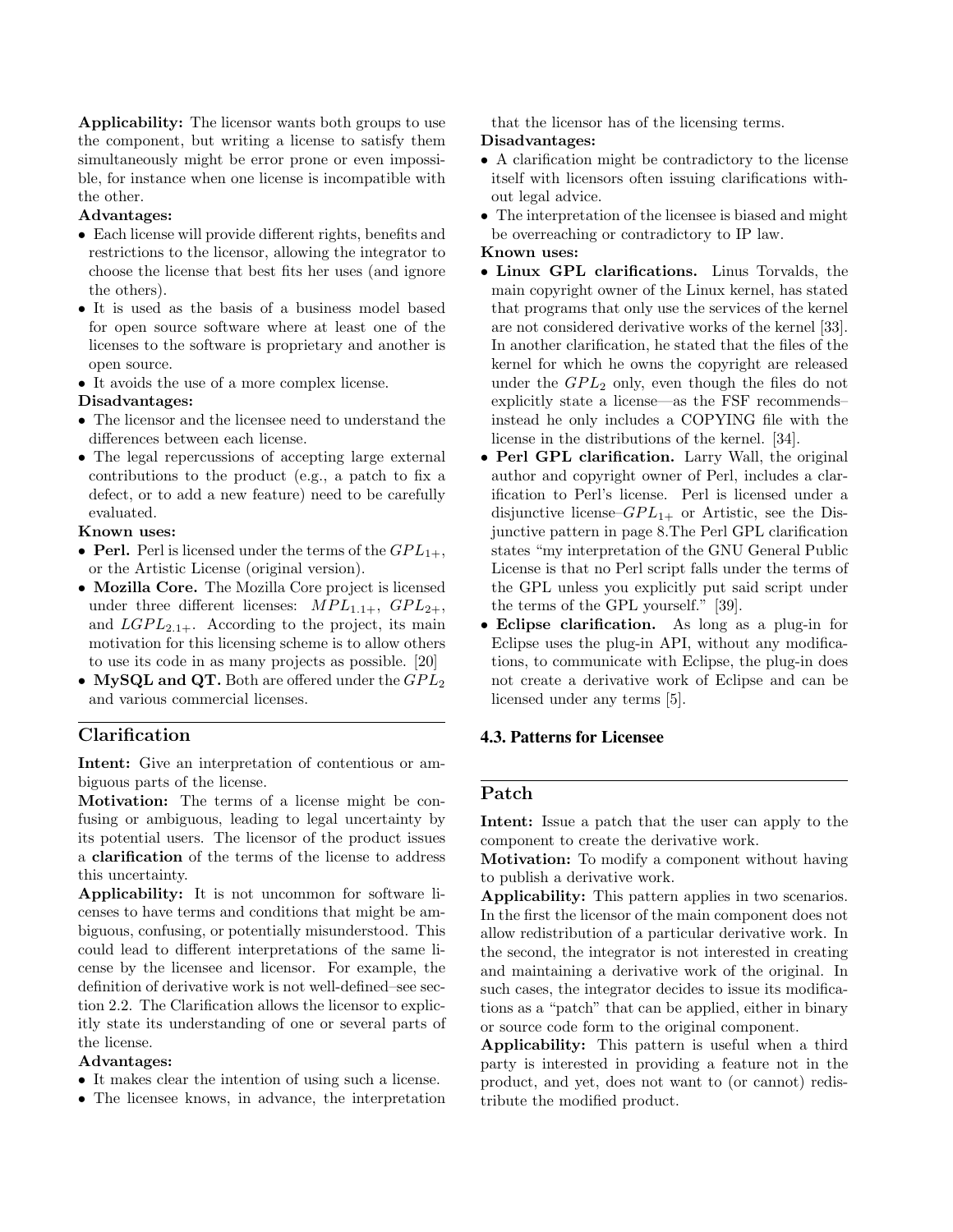**Applicability:** The licensor wants both groups to use the component, but writing a license to satisfy them simultaneously might be error prone or even impossible, for instance when one license is incompatible with the other.

**Advantages:**

- Each license will provide different rights, benefits and restrictions to the licensor, allowing the integrator to choose the license that best fits her uses (and ignore the others).
- It is used as the basis of a business model based for open source software where at least one of the licenses to the software is proprietary and another is open source.
- It avoids the use of a more complex license.

**Disadvantages:**

- The licensor and the licensee need to understand the differences between each license.
- The legal repercussions of accepting large external contributions to the product (e.g., a patch to fix a defect, or to add a new feature) need to be carefully evaluated.

**Known uses:**

- **Perl.** Perl is licensed under the terms of the $GPL_{1+}$, or the Artistic License (original version).
- **Mozilla Core.** The Mozilla Core project is licensed under three different licenses: $MPL_{1.1+}$, $GPL_{2+}$, and $LGPL_{2.1+}$. According to the project, its main motivation for this licensing scheme is to allow others to use its code in as many projects as possible. [20]
- **MySQL and QT.** Both are offered under the $GPL_2$ and various commercial licenses.

## Clarification

**Intent:** Give an interpretation of contentious or ambiguous parts of the license.

**Motivation:** The terms of a license might be confusing or ambiguous, leading to legal uncertainty by its potential users. The licensor of the product issues a **clarification** of the terms of the license to address this uncertainty.

**Applicability:** It is not uncommon for software licenses to have terms and conditions that might be ambiguous, confusing, or potentially misunderstood. This could lead to different interpretations of the same license by the licensee and licensor. For example, the definition of derivative work is not well-defined–see section 2.2. The Clarification allows the licensor to explicitly state its understanding of one or several parts of the license.

**Advantages:**

- It makes clear the intention of using such a license.
- The licensee knows, in advance, the interpretation that the licensor has of the licensing terms.

**Disadvantages:**

- A clarification might be contradictory to the license itself with licensors often issuing clarifications without legal advice.
- The interpretation of the licensee is biased and might be overreaching or contradictory to IP law.

**Known uses:**

- **Linux GPL clarifications.** Linus Torvalds, the main copyright owner of the Linux kernel, has stated that programs that only use the services of the kernel are not considered derivative works of the kernel [33]. In another clarification, he stated that the files of the kernel for which he owns the copyright are released under the $GPL_2$ only, even though the files do not explicitly state a license—as the FSF recommends– instead he only includes a COPYING file with the license in the distributions of the kernel. [34].
- **Perl GPL clarification.** Larry Wall, the original author and copyright owner of Perl, includes a clarification to Perl's license. Perl is licensed under a disjunctive license–$GPL_{1+}$ or Artistic, see the Disjunctive pattern in page 8.The Perl GPL clarification states "my interpretation of the GNU General Public License is that no Perl script falls under the terms of the GPL unless you explicitly put said script under the terms of the GPL yourself." [39].
- **Eclipse clarification.** As long as a plug-in for Eclipse uses the plug-in API, without any modifications, to communicate with Eclipse, the plug-in does not create a derivative work of Eclipse and can be licensed under any terms [5].

### 4.3. Patterns for Licensee

## Patch

**Intent:** Issue a patch that the user can apply to the component to create the derivative work.

**Motivation:** To modify a component without having to publish a derivative work.

**Applicability:** This pattern applies in two scenarios. In the first the licensor of the main component does not allow redistribution of a particular derivative work. In the second, the integrator is not interested in creating and maintaining a derivative work of the original. In such cases, the integrator decides to issue its modifications as a "patch" that can be applied, either in binary or source code form to the original component.

**Applicability:** This pattern is useful when a third party is interested in providing a feature not in the product, and yet, does not want to (or cannot) redistribute the modified product.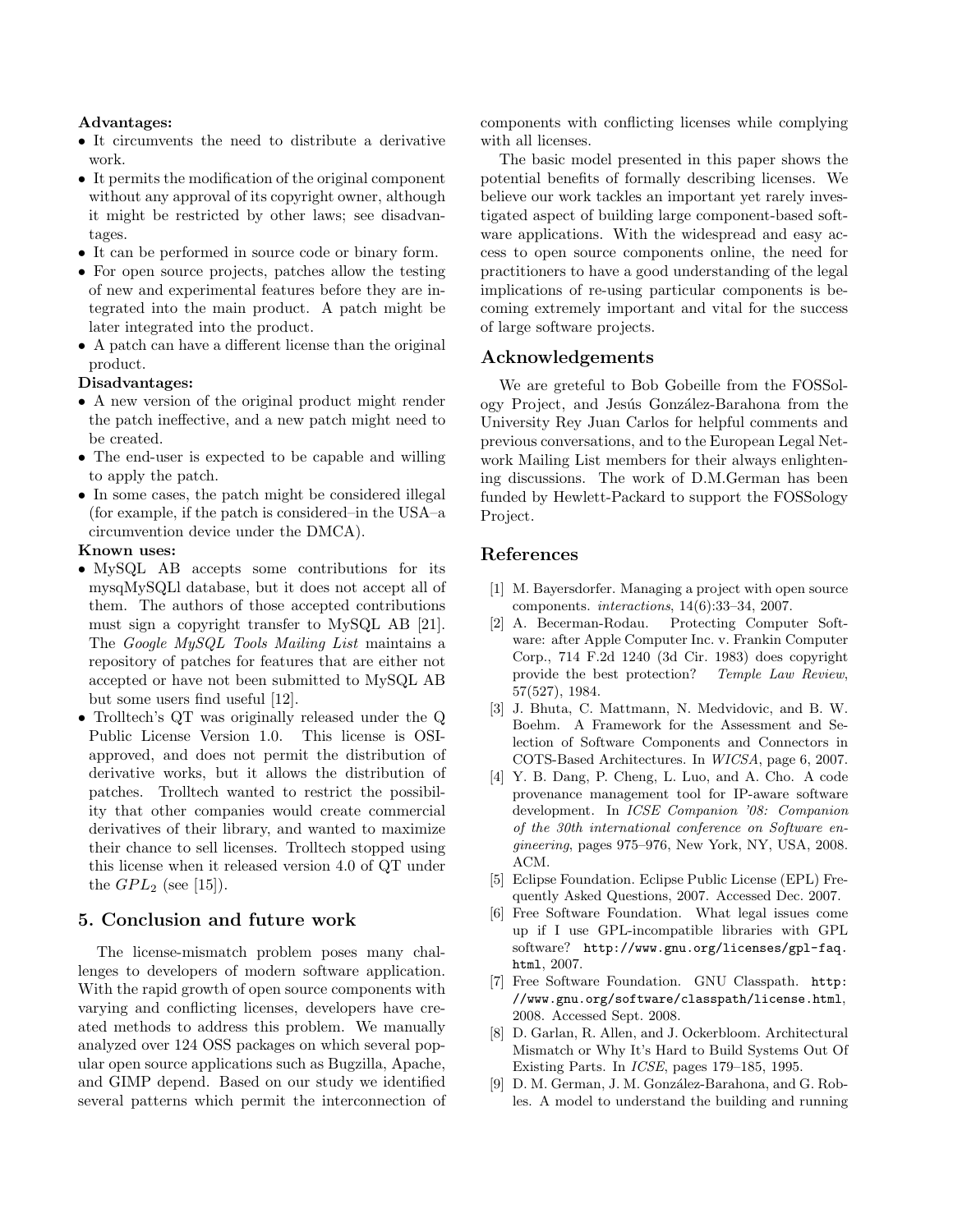**Advantages:**

- It circumvents the need to distribute a derivative work.
- It permits the modification of the original component without any approval of its copyright owner, although it might be restricted by other laws; see disadvantages.
- It can be performed in source code or binary form.
- For open source projects, patches allow the testing of new and experimental features before they are integrated into the main product. A patch might be later integrated into the product.
- A patch can have a different license than the original product.

**Disadvantages:**

- A new version of the original product might render the patch ineffective, and a new patch might need to be created.
- The end-user is expected to be capable and willing to apply the patch.
- In some cases, the patch might be considered illegal (for example, if the patch is considered–in the USA–a circumvention device under the DMCA).

**Known uses:**

- MySQL AB accepts some contributions for its mysqMySQLl database, but it does not accept all of them. The authors of those accepted contributions must sign a copyright transfer to MySQL AB [21]. The *Google MySQL Tools Mailing List* maintains a repository of patches for features that are either not accepted or have not been submitted to MySQL AB but some users find useful [12].
- Trolltech's QT was originally released under the Q Public License Version 1.0. This license is OSI-approved, and does not permit the distribution of derivative works, but it allows the distribution of patches. Trolltech wanted to restrict the possibility that other companies would create commercial derivatives of their library, and wanted to maximize their chance to sell licenses. Trolltech stopped using this license when it released version 4.0 of QT under the $GPL_2$ (see [15]).

## 5. Conclusion and future work

The license-mismatch problem poses many challenges to developers of modern software application. With the rapid growth of open source components with varying and conflicting licenses, developers have created methods to address this problem. We manually analyzed over 124 OSS packages on which several popular open source applications such as Bugzilla, Apache, and GIMP depend. Based on our study we identified several patterns which permit the interconnection of components with conflicting licenses while complying with all licenses.

The basic model presented in this paper shows the potential benefits of formally describing licenses. We believe our work tackles an important yet rarely investigated aspect of building large component-based software applications. With the widespread and easy access to open source components online, the need for practitioners to have a good understanding of the legal implications of re-using particular components is becoming extremely important and vital for the success of large software projects.

## Acknowledgements

We are greteful to Bob Gobeille from the FOSSology Project, and Jesús González-Barahona from the University Rey Juan Carlos for helpful comments and previous conversations, and to the European Legal Network Mailing List members for their always enlightening discussions. The work of D.M.German has been funded by Hewlett-Packard to support the FOSSology Project.

## References

[1] M. Bayersdorfer. Managing a project with open source components. *interactions*, 14(6):33–34, 2007.

[2] A. Becerman-Rodau. Protecting Computer Software: after Apple Computer Inc. v. Frankin Computer Corp., 714 F.2d 1240 (3d Cir. 1983) does copyright provide the best protection? *Temple Law Review*, 57(527), 1984.

[3] J. Bhuta, C. Mattmann, N. Medvidovic, and B. W. Boehm. A Framework for the Assessment and Selection of Software Components and Connectors in COTS-Based Architectures. In *WICSA*, page 6, 2007.

[4] Y. B. Dang, P. Cheng, L. Luo, and A. Cho. A code provenance management tool for IP-aware software development. In *ICSE Companion '08: Companion of the 30th international conference on Software engineering*, pages 975–976, New York, NY, USA, 2008. ACM.

[5] Eclipse Foundation. Eclipse Public License (EPL) Frequently Asked Questions, 2007. Accessed Dec. 2007.

[6] Free Software Foundation. What legal issues come up if I use GPL-incompatible libraries with GPL software? `http://www.gnu.org/licenses/gpl-faq.html`, 2007.

[7] Free Software Foundation. GNU Classpath. `http://www.gnu.org/software/classpath/license.html`, 2008. Accessed Sept. 2008.

[8] D. Garlan, R. Allen, and J. Ockerbloom. Architectural Mismatch or Why It's Hard to Build Systems Out Of Existing Parts. In *ICSE*, pages 179–185, 1995.

[9] D. M. German, J. M. González-Barahona, and G. Robles. A model to understand the building and running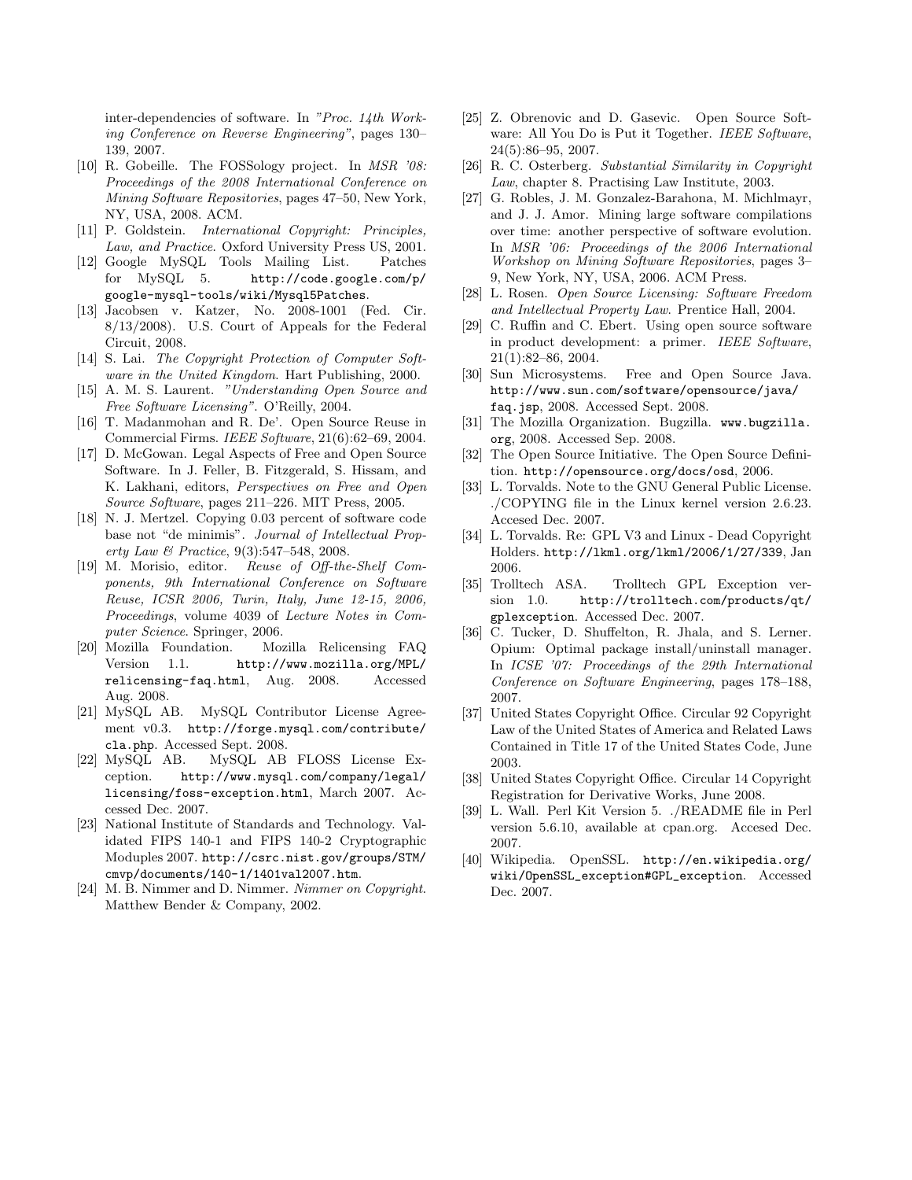inter-dependencies of software. In *"Proc. 14th Working Conference on Reverse Engineering"*, pages 130–139, 2007.

[10] R. Gobeille. The FOSSology project. In *MSR '08: Proceedings of the 2008 International Conference on Mining Software Repositories*, pages 47–50, New York, NY, USA, 2008. ACM.

[11] P. Goldstein. *International Copyright: Principles, Law, and Practice*. Oxford University Press US, 2001.

[12] Google MySQL Tools Mailing List. Patches for MySQL 5. `http://code.google.com/p/google-mysql-tools/wiki/Mysql5Patches`.

[13] Jacobsen v. Katzer, No. 2008-1001 (Fed. Cir. 8/13/2008). U.S. Court of Appeals for the Federal Circuit, 2008.

[14] S. Lai. *The Copyright Protection of Computer Software in the United Kingdom*. Hart Publishing, 2000.

[15] A. M. S. Laurent. *"Understanding Open Source and Free Software Licensing"*. O'Reilly, 2004.

[16] T. Madanmohan and R. De'. Open Source Reuse in Commercial Firms. *IEEE Software*, 21(6):62–69, 2004.

[17] D. McGowan. Legal Aspects of Free and Open Source Software. In J. Feller, B. Fitzgerald, S. Hissam, and K. Lakhani, editors, *Perspectives on Free and Open Source Software*, pages 211–226. MIT Press, 2005.

[18] N. J. Mertzel. Copying 0.03 percent of software code base not "de minimis". *Journal of Intellectual Property Law & Practice*, 9(3):547–548, 2008.

[19] M. Morisio, editor. *Reuse of Off-the-Shelf Components, 9th International Conference on Software Reuse, ICSR 2006, Turin, Italy, June 12-15, 2006, Proceedings*, volume 4039 of *Lecture Notes in Computer Science*. Springer, 2006.

[20] Mozilla Foundation. Mozilla Relicensing FAQ Version 1.1. `http://www.mozilla.org/MPL/relicensing-faq.html`, Aug. 2008. Accessed Aug. 2008.

[21] MySQL AB. MySQL Contributor License Agreement v0.3. `http://forge.mysql.com/contribute/cla.php`. Accessed Sept. 2008.

[22] MySQL AB. MySQL AB FLOSS License Exception. `http://www.mysql.com/company/legal/licensing/foss-exception.html`, March 2007. Accessed Dec. 2007.

[23] National Institute of Standards and Technology. Validated FIPS 140-1 and FIPS 140-2 Cryptographic Moduples 2007. `http://csrc.nist.gov/groups/STM/cmvp/documents/140-1/1401val2007.htm`.

[24] M. B. Nimmer and D. Nimmer. *Nimmer on Copyright*. Matthew Bender & Company, 2002.

[25] Z. Obrenovic and D. Gasevic. Open Source Software: All You Do is Put it Together. *IEEE Software*, 24(5):86–95, 2007.

[26] R. C. Osterberg. *Substantial Similarity in Copyright Law*, chapter 8. Practising Law Institute, 2003.

[27] G. Robles, J. M. Gonzalez-Barahona, M. Michlmayr, and J. J. Amor. Mining large software compilations over time: another perspective of software evolution. In *MSR '06: Proceedings of the 2006 International Workshop on Mining Software Repositories*, pages 3–9, New York, NY, USA, 2006. ACM Press.

[28] L. Rosen. *Open Source Licensing: Software Freedom and Intellectual Property Law*. Prentice Hall, 2004.

[29] C. Ruffin and C. Ebert. Using open source software in product development: a primer. *IEEE Software*, 21(1):82–86, 2004.

[30] Sun Microsystems. Free and Open Source Java. `http://www.sun.com/software/opensource/java/faq.jsp`, 2008. Accessed Sept. 2008.

[31] The Mozilla Organization. Bugzilla. `www.bugzilla.org`, 2008. Accessed Sep. 2008.

[32] The Open Source Initiative. The Open Source Definition. `http://opensource.org/docs/osd`, 2006.

[33] L. Torvalds. Note to the GNU General Public License. ./COPYING file in the Linux kernel version 2.6.23. Accesed Dec. 2007.

[34] L. Torvalds. Re: GPL V3 and Linux - Dead Copyright Holders. `http://lkml.org/lkml/2006/1/27/339`, Jan 2006.

[35] Trolltech ASA. Trolltech GPL Exception version 1.0. `http://trolltech.com/products/qt/gplexception`. Accessed Dec. 2007.

[36] C. Tucker, D. Shuffelton, R. Jhala, and S. Lerner. Opium: Optimal package install/uninstall manager. In *ICSE '07: Proceedings of the 29th International Conference on Software Engineering*, pages 178–188, 2007.

[37] United States Copyright Office. Circular 92 Copyright Law of the United States of America and Related Laws Contained in Title 17 of the United States Code, June 2003.

[38] United States Copyright Office. Circular 14 Copyright Registration for Derivative Works, June 2008.

[39] L. Wall. Perl Kit Version 5. ./README file in Perl version 5.6.10, available at cpan.org. Accesed Dec. 2007.

[40] Wikipedia. OpenSSL. `http://en.wikipedia.org/wiki/OpenSSL_exception#GPL_exception`. Accessed Dec. 2007.